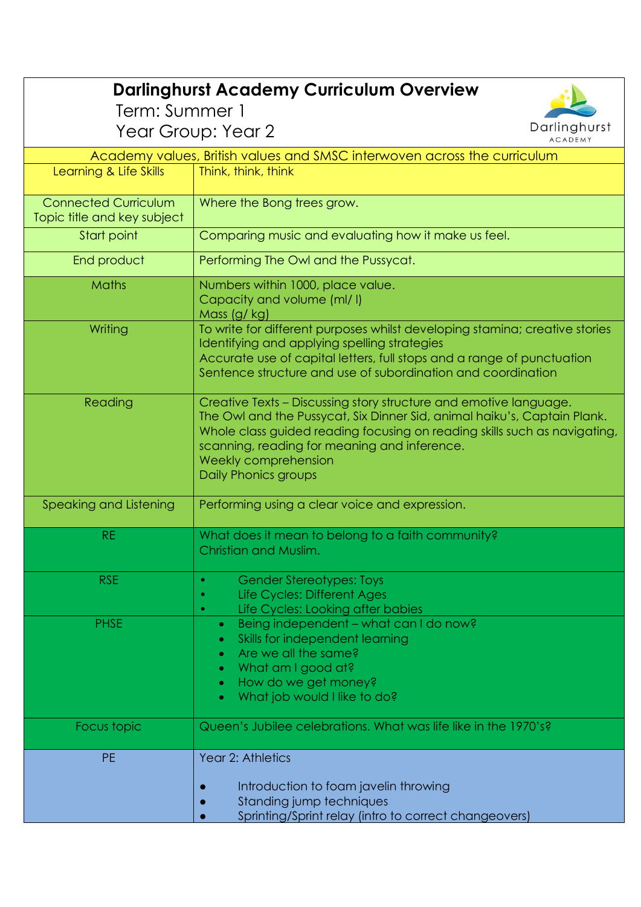# Darlinghurst Academy Curriculum Overview

Term: Summer 1

Year Group: Year 2

| Academy values, British values and SMSC interwoven across the curriculum | |
|---|---|
| Learning & Life Skills | Think, think, think |
| Connected Curriculum Topic title and key subject | Where the Bong trees grow. |
| Start point | Comparing music and evaluating how it make us feel. |
| End product | Performing The Owl and the Pussycat. |
| Maths | Numbers within 1000, place value.<br>Capacity and volume (ml/ l)<br>Mass (g/ kg) |
| Writing | To write for different purposes whilst developing stamina; creative stories<br>Identifying and applying spelling strategies<br>Accurate use of capital letters, full stops and a range of punctuation<br>Sentence structure and use of subordination and coordination |
| Reading | Creative Texts – Discussing story structure and emotive language.<br>The Owl and the Pussycat, Six Dinner Sid, animal haiku's, Captain Plank.<br>Whole class guided reading focusing on reading skills such as navigating, scanning, reading for meaning and inference.<br>Weekly comprehension<br>Daily Phonics groups |
| Speaking and Listening | Performing using a clear voice and expression. |
| RE | What does it mean to belong to a faith community?<br>Christian and Muslim. |
| RSE | • Gender Stereotypes: Toys<br>• Life Cycles: Different Ages<br>• Life Cycles: Looking after babies |
| PHSE | • Being independent – what can I do now?<br>• Skills for independent learning<br>• Are we all the same?<br>• What am I good at?<br>• How do we get money?<br>• What job would I like to do? |
| Focus topic | Queen's Jubilee celebrations. What was life like in the 1970's? |
| PE | Year 2: Athletics<br><br>• Introduction to foam javelin throwing<br>• Standing jump techniques<br>• Sprinting/Sprint relay (intro to correct changeovers) |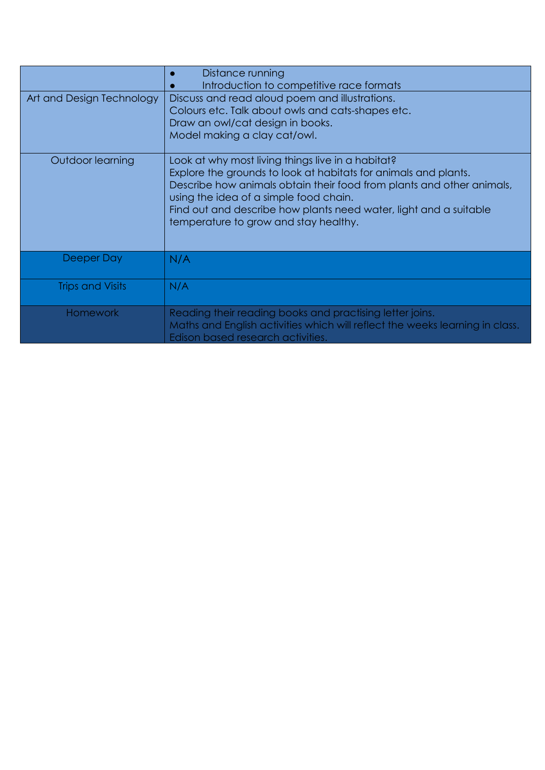| | |
|---|---|
| | • Distance running<br>• Introduction to competitive race formats |
| Art and Design Technology | Discuss and read aloud poem and illustrations.<br>Colours etc. Talk about owls and cats-shapes etc.<br>Draw an owl/cat design in books.<br>Model making a clay cat/owl. |
| Outdoor learning | Look at why most living things live in a habitat?<br>Explore the grounds to look at habitats for animals and plants.<br>Describe how animals obtain their food from plants and other animals, using the idea of a simple food chain.<br>Find out and describe how plants need water, light and a suitable temperature to grow and stay healthy. |
| Deeper Day | N/A |
| Trips and Visits | N/A |
| Homework | Reading their reading books and practising letter joins.<br>Maths and English activities which will reflect the weeks learning in class.<br>Edison based research activities. |